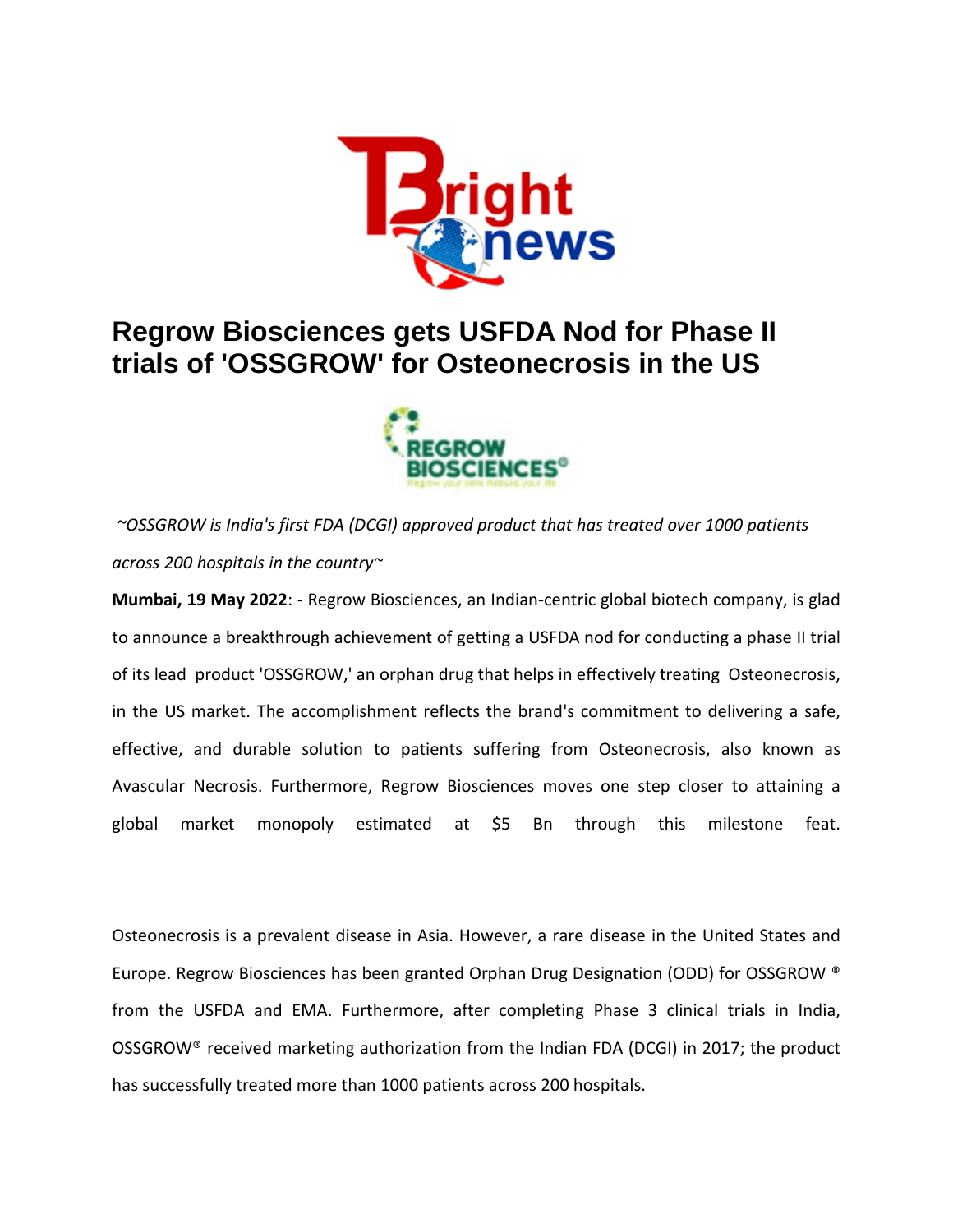# Regrow Biosciences gets USFDA Nod for Phase II trials of 'OSSGROW' for Osteonecrosis in the US

*~OSSGROW is India's first FDA (DCGI) approved product that has treated over 1000 patients across 200 hospitals in the country~*

**Mumbai, 19 May 2022**: - Regrow Biosciences, an Indian-centric global biotech company, is glad to announce a breakthrough achievement of getting a USFDA nod for conducting a phase II trial of its lead product 'OSSGROW,' an orphan drug that helps in effectively treating Osteonecrosis, in the US market. The accomplishment reflects the brand's commitment to delivering a safe, effective, and durable solution to patients suffering from Osteonecrosis, also known as Avascular Necrosis. Furthermore, Regrow Biosciences moves one step closer to attaining a global market monopoly estimated at $5 Bn through this milestone feat.

Osteonecrosis is a prevalent disease in Asia. However, a rare disease in the United States and Europe. Regrow Biosciences has been granted Orphan Drug Designation (ODD) for OSSGROW ® from the USFDA and EMA. Furthermore, after completing Phase 3 clinical trials in India, OSSGROW® received marketing authorization from the Indian FDA (DCGI) in 2017; the product has successfully treated more than 1000 patients across 200 hospitals.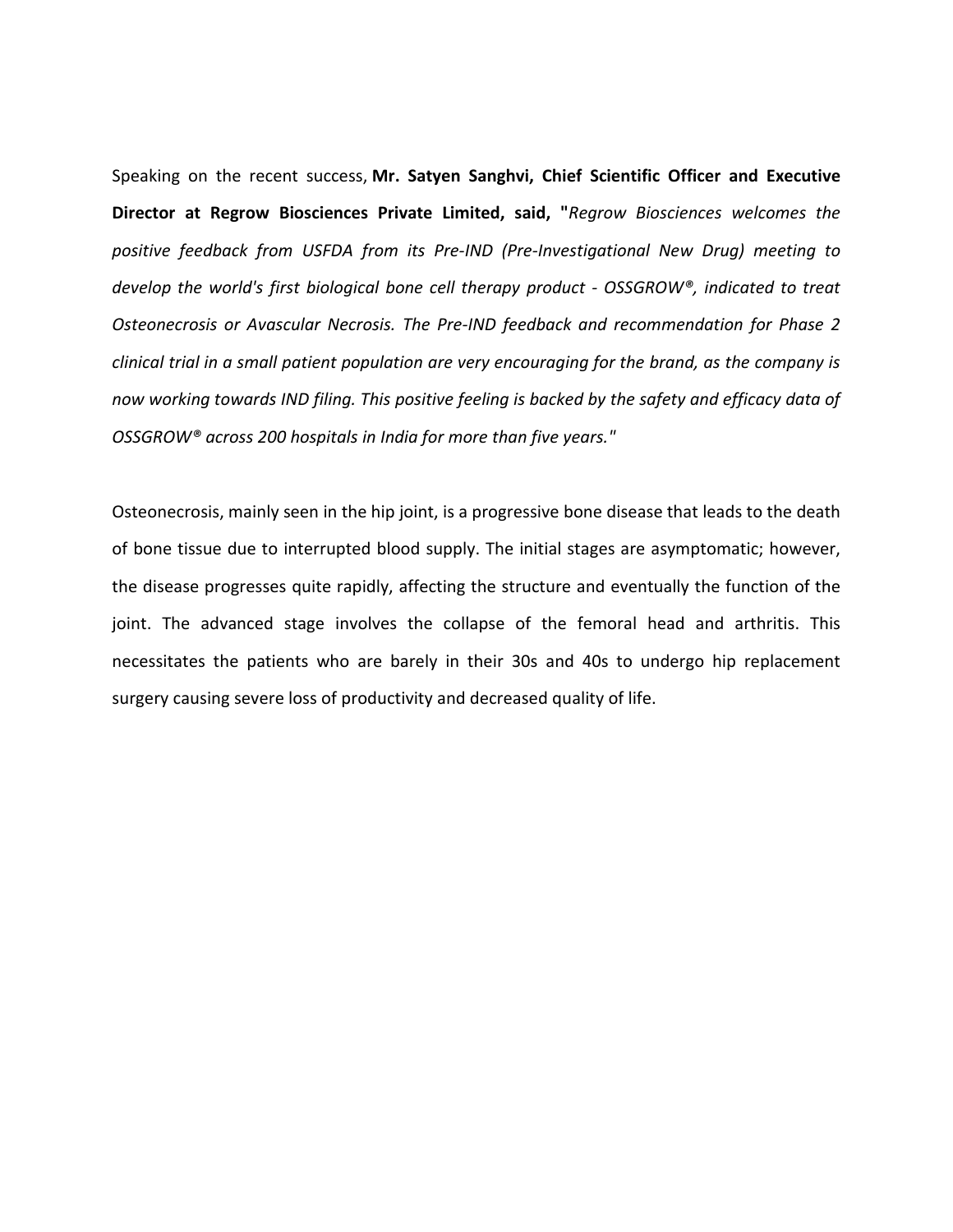Speaking on the recent success, **Mr. Satyen Sanghvi, Chief Scientific Officer and Executive Director at Regrow Biosciences Private Limited, said, "***Regrow Biosciences welcomes the positive feedback from USFDA from its Pre-IND (Pre-Investigational New Drug) meeting to develop the world's first biological bone cell therapy product - OSSGROW®, indicated to treat Osteonecrosis or Avascular Necrosis. The Pre-IND feedback and recommendation for Phase 2 clinical trial in a small patient population are very encouraging for the brand, as the company is now working towards IND filing. This positive feeling is backed by the safety and efficacy data of OSSGROW® across 200 hospitals in India for more than five years."*

Osteonecrosis, mainly seen in the hip joint, is a progressive bone disease that leads to the death of bone tissue due to interrupted blood supply. The initial stages are asymptomatic; however, the disease progresses quite rapidly, affecting the structure and eventually the function of the joint. The advanced stage involves the collapse of the femoral head and arthritis. This necessitates the patients who are barely in their 30s and 40s to undergo hip replacement surgery causing severe loss of productivity and decreased quality of life.